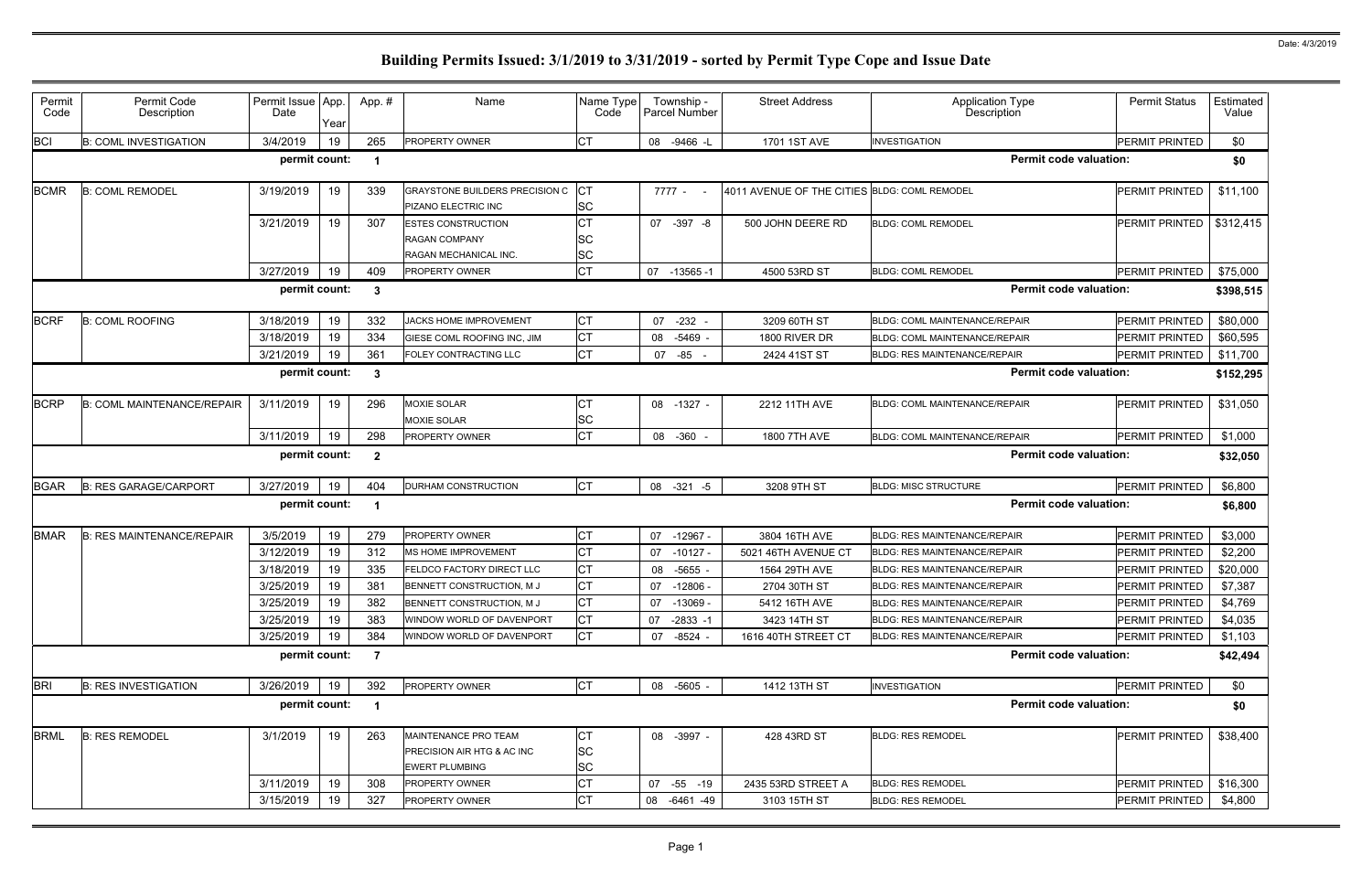# Building Permits Issued: 3/1/2019 to 3/31/2019 - sorted by Permit Type Cope and Issue Date

Date: 4/3/2019

| Permit Code | Permit Code Description | Permit Issue Date | App. Year | App. # | Name | Name Type Code | Township - Parcel Number | Street Address | Application Type Description | Permit Status | Estimated Value |
|---|---|---|---|---|---|---|---|---|---|---|---|
| BCI | B: COML INVESTIGATION | 3/4/2019 | 19 | 265 | PROPERTY OWNER | CT | 08 -9466 -L | 1701 1ST AVE | INVESTIGATION | PERMIT PRINTED | $0 |
| | | permit count: | | 1 | | | | | Permit code valuation: | | $0 |
| BCMR | B: COML REMODEL | 3/19/2019 | 19 | 339 | GRAYSTONE BUILDERS PRECISION C | CT | 7777 - - | 4011 AVENUE OF THE CITIES | BLDG: COML REMODEL | PERMIT PRINTED | $11,100 |
| | | | | | PIZANO ELECTRIC INC | SC | | | | | |
| | | 3/21/2019 | 19 | 307 | ESTES CONSTRUCTION | CT | 07 -397 -8 | 500 JOHN DEERE RD | BLDG: COML REMODEL | PERMIT PRINTED | $312,415 |
| | | | | | RAGAN COMPANY | SC | | | | | |
| | | | | | RAGAN MECHANICAL INC. | SC | | | | | |
| | | 3/27/2019 | 19 | 409 | PROPERTY OWNER | CT | 07 -13565 -1 | 4500 53RD ST | BLDG: COML REMODEL | PERMIT PRINTED | $75,000 |
| | | permit count: | | 3 | | | | | Permit code valuation: | | $398,515 |
| BCRF | B: COML ROOFING | 3/18/2019 | 19 | 332 | JACKS HOME IMPROVEMENT | CT | 07 -232 - | 3209 60TH ST | BLDG: COML MAINTENANCE/REPAIR | PERMIT PRINTED | $80,000 |
| | | 3/18/2019 | 19 | 334 | GIESE COML ROOFING INC, JIM | CT | 08 -5469 - | 1800 RIVER DR | BLDG: COML MAINTENANCE/REPAIR | PERMIT PRINTED | $60,595 |
| | | 3/21/2019 | 19 | 361 | FOLEY CONTRACTING LLC | CT | 07 -85 - | 2424 41ST ST | BLDG: RES MAINTENANCE/REPAIR | PERMIT PRINTED | $11,700 |
| | | permit count: | | 3 | | | | | Permit code valuation: | | $152,295 |
| BCRP | B: COML MAINTENANCE/REPAIR | 3/11/2019 | 19 | 296 | MOXIE SOLAR | CT | 08 -1327 - | 2212 11TH AVE | BLDG: COML MAINTENANCE/REPAIR | PERMIT PRINTED | $31,050 |
| | | | | | MOXIE SOLAR | SC | | | | | |
| | | 3/11/2019 | 19 | 298 | PROPERTY OWNER | CT | 08 -360 - | 1800 7TH AVE | BLDG: COML MAINTENANCE/REPAIR | PERMIT PRINTED | $1,000 |
| | | permit count: | | 2 | | | | | Permit code valuation: | | $32,050 |
| BGAR | B: RES GARAGE/CARPORT | 3/27/2019 | 19 | 404 | DURHAM CONSTRUCTION | CT | 08 -321 -5 | 3208 9TH ST | BLDG: MISC STRUCTURE | PERMIT PRINTED | $6,800 |
| | | permit count: | | 1 | | | | | Permit code valuation: | | $6,800 |
| BMAR | B: RES MAINTENANCE/REPAIR | 3/5/2019 | 19 | 279 | PROPERTY OWNER | CT | 07 -12967 - | 3804 16TH AVE | BLDG: RES MAINTENANCE/REPAIR | PERMIT PRINTED | $3,000 |
| | | 3/12/2019 | 19 | 312 | MS HOME IMPROVEMENT | CT | 07 -10127 - | 5021 46TH AVENUE CT | BLDG: RES MAINTENANCE/REPAIR | PERMIT PRINTED | $2,200 |
| | | 3/18/2019 | 19 | 335 | FELDCO FACTORY DIRECT LLC | CT | 08 -5655 - | 1564 29TH AVE | BLDG: RES MAINTENANCE/REPAIR | PERMIT PRINTED | $20,000 |
| | | 3/25/2019 | 19 | 381 | BENNETT CONSTRUCTION, M J | CT | 07 -12806 - | 2704 30TH ST | BLDG: RES MAINTENANCE/REPAIR | PERMIT PRINTED | $7,387 |
| | | 3/25/2019 | 19 | 382 | BENNETT CONSTRUCTION, M J | CT | 07 -13069 - | 5412 16TH AVE | BLDG: RES MAINTENANCE/REPAIR | PERMIT PRINTED | $4,769 |
| | | 3/25/2019 | 19 | 383 | WINDOW WORLD OF DAVENPORT | CT | 07 -2833 -1 | 3423 14TH ST | BLDG: RES MAINTENANCE/REPAIR | PERMIT PRINTED | $4,035 |
| | | 3/25/2019 | 19 | 384 | WINDOW WORLD OF DAVENPORT | CT | 07 -8524 - | 1616 40TH STREET CT | BLDG: RES MAINTENANCE/REPAIR | PERMIT PRINTED | $1,103 |
| | | permit count: | | 7 | | | | | Permit code valuation: | | $42,494 |
| BRI | B: RES INVESTIGATION | 3/26/2019 | 19 | 392 | PROPERTY OWNER | CT | 08 -5605 - | 1412 13TH ST | INVESTIGATION | PERMIT PRINTED | $0 |
| | | permit count: | | 1 | | | | | Permit code valuation: | | $0 |
| BRML | B: RES REMODEL | 3/1/2019 | 19 | 263 | MAINTENANCE PRO TEAM | CT | 08 -3997 - | 428 43RD ST | BLDG: RES REMODEL | PERMIT PRINTED | $38,400 |
| | | | | | PRECISION AIR HTG & AC INC | SC | | | | | |
| | | | | | EWERT PLUMBING | SC | | | | | |
| | | 3/11/2019 | 19 | 308 | PROPERTY OWNER | CT | 07 -55 -19 | 2435 53RD STREET A | BLDG: RES REMODEL | PERMIT PRINTED | $16,300 |
| | | 3/15/2019 | 19 | 327 | PROPERTY OWNER | CT | 08 -6461 -49 | 3103 15TH ST | BLDG: RES REMODEL | PERMIT PRINTED | $4,800 |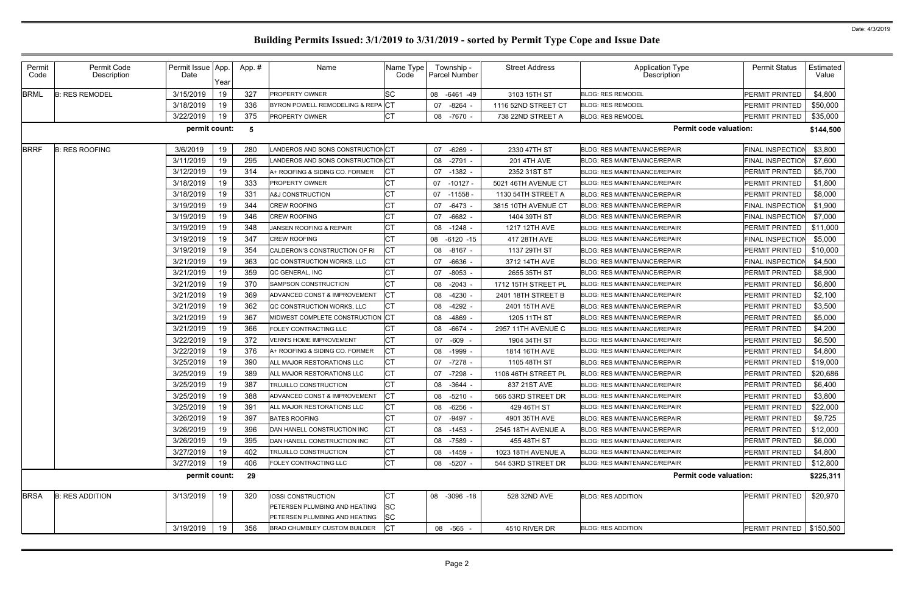# Building Permits Issued: 3/1/2019 to 3/31/2019 - sorted by Permit Type Cope and Issue Date

Date: 4/3/2019

| Permit Code | Permit Code Description | Permit Issue Date | App. Year | App. # | Name | Name Type Code | Township - Parcel Number | Street Address | Application Type Description | Permit Status | Estimated Value |
|---|---|---|---|---|---|---|---|---|---|---|---|
| BRML | B: RES REMODEL | 3/15/2019 | 19 | 327 | PROPERTY OWNER | SC | 08 -6461 -49 | 3103 15TH ST | BLDG: RES REMODEL | PERMIT PRINTED | $4,800 |
| | | 3/18/2019 | 19 | 336 | BYRON POWELL REMODELING & REPA | CT | 07 -8264 - | 1116 52ND STREET CT | BLDG: RES REMODEL | PERMIT PRINTED | $50,000 |
| | | 3/22/2019 | 19 | 375 | PROPERTY OWNER | CT | 08 -7670 - | 738 22ND STREET A | BLDG: RES REMODEL | PERMIT PRINTED | $35,000 |
| | | permit count: | | 5 | | | | | Permit code valuation: | | $144,500 |
| BRRF | B: RES ROOFING | 3/6/2019 | 19 | 280 | LANDEROS AND SONS CONSTRUCTION | CT | 07 -6269 - | 2330 47TH ST | BLDG: RES MAINTENANCE/REPAIR | FINAL INSPECTION | $3,800 |
| | | 3/11/2019 | 19 | 295 | LANDEROS AND SONS CONSTRUCTION | CT | 08 -2791 - | 201 4TH AVE | BLDG: RES MAINTENANCE/REPAIR | FINAL INSPECTION | $7,600 |
| | | 3/12/2019 | 19 | 314 | A+ ROOFING & SIDING CO. FORMER | CT | 07 -1382 - | 2352 31ST ST | BLDG: RES MAINTENANCE/REPAIR | PERMIT PRINTED | $5,700 |
| | | 3/18/2019 | 19 | 333 | PROPERTY OWNER | CT | 07 -10127 - | 5021 46TH AVENUE CT | BLDG: RES MAINTENANCE/REPAIR | PERMIT PRINTED | $1,800 |
| | | 3/18/2019 | 19 | 331 | A&J CONSTRUCTION | CT | 07 -11558 - | 1130 54TH STREET A | BLDG: RES MAINTENANCE/REPAIR | PERMIT PRINTED | $8,000 |
| | | 3/19/2019 | 19 | 344 | CREW ROOFING | CT | 07 -6473 - | 3815 10TH AVENUE CT | BLDG: RES MAINTENANCE/REPAIR | FINAL INSPECTION | $1,900 |
| | | 3/19/2019 | 19 | 346 | CREW ROOFING | CT | 07 -6682 - | 1404 39TH ST | BLDG: RES MAINTENANCE/REPAIR | FINAL INSPECTION | $7,000 |
| | | 3/19/2019 | 19 | 348 | JANSEN ROOFING & REPAIR | CT | 08 -1248 - | 1217 12TH AVE | BLDG: RES MAINTENANCE/REPAIR | PERMIT PRINTED | $11,000 |
| | | 3/19/2019 | 19 | 347 | CREW ROOFING | CT | 08 -6120 -15 | 417 28TH AVE | BLDG: RES MAINTENANCE/REPAIR | FINAL INSPECTION | $5,000 |
| | | 3/19/2019 | 19 | 354 | CALDERON'S CONSTRUCTION OF RI | CT | 08 -8167 - | 1137 29TH ST | BLDG: RES MAINTENANCE/REPAIR | PERMIT PRINTED | $10,000 |
| | | 3/21/2019 | 19 | 363 | QC CONSTRUCTION WORKS, LLC | CT | 07 -6636 - | 3712 14TH AVE | BLDG: RES MAINTENANCE/REPAIR | FINAL INSPECTION | $4,500 |
| | | 3/21/2019 | 19 | 359 | QC GENERAL, INC | CT | 07 -8053 - | 2655 35TH ST | BLDG: RES MAINTENANCE/REPAIR | PERMIT PRINTED | $8,900 |
| | | 3/21/2019 | 19 | 370 | SAMPSON CONSTRUCTION | CT | 08 -2043 - | 1712 15TH STREET PL | BLDG: RES MAINTENANCE/REPAIR | PERMIT PRINTED | $6,800 |
| | | 3/21/2019 | 19 | 369 | ADVANCED CONST & IMPROVEMENT | CT | 08 -4230 - | 2401 18TH STREET B | BLDG: RES MAINTENANCE/REPAIR | PERMIT PRINTED | $2,100 |
| | | 3/21/2019 | 19 | 362 | QC CONSTRUCTION WORKS, LLC | CT | 08 -4292 - | 2401 15TH AVE | BLDG: RES MAINTENANCE/REPAIR | PERMIT PRINTED | $3,500 |
| | | 3/21/2019 | 19 | 367 | MIDWEST COMPLETE CONSTRUCTION | CT | 08 -4869 - | 1205 11TH ST | BLDG: RES MAINTENANCE/REPAIR | PERMIT PRINTED | $5,000 |
| | | 3/21/2019 | 19 | 366 | FOLEY CONTRACTING LLC | CT | 08 -6674 - | 2957 11TH AVENUE C | BLDG: RES MAINTENANCE/REPAIR | PERMIT PRINTED | $4,200 |
| | | 3/22/2019 | 19 | 372 | VERN'S HOME IMPROVEMENT | CT | 07 -609 - | 1904 34TH ST | BLDG: RES MAINTENANCE/REPAIR | PERMIT PRINTED | $6,500 |
| | | 3/22/2019 | 19 | 376 | A+ ROOFING & SIDING CO. FORMER | CT | 08 -1999 - | 1814 16TH AVE | BLDG: RES MAINTENANCE/REPAIR | PERMIT PRINTED | $4,800 |
| | | 3/25/2019 | 19 | 390 | ALL MAJOR RESTORATIONS LLC | CT | 07 -7278 - | 1105 48TH ST | BLDG: RES MAINTENANCE/REPAIR | PERMIT PRINTED | $19,000 |
| | | 3/25/2019 | 19 | 389 | ALL MAJOR RESTORATIONS LLC | CT | 07 -7298 - | 1106 46TH STREET PL | BLDG: RES MAINTENANCE/REPAIR | PERMIT PRINTED | $20,686 |
| | | 3/25/2019 | 19 | 387 | TRUJILLO CONSTRUCTION | CT | 08 -3644 - | 837 21ST AVE | BLDG: RES MAINTENANCE/REPAIR | PERMIT PRINTED | $6,400 |
| | | 3/25/2019 | 19 | 388 | ADVANCED CONST & IMPROVEMENT | CT | 08 -5210 - | 566 53RD STREET DR | BLDG: RES MAINTENANCE/REPAIR | PERMIT PRINTED | $3,800 |
| | | 3/25/2019 | 19 | 391 | ALL MAJOR RESTORATIONS LLC | CT | 08 -6256 - | 429 46TH ST | BLDG: RES MAINTENANCE/REPAIR | PERMIT PRINTED | $22,000 |
| | | 3/26/2019 | 19 | 397 | BATES ROOFING | CT | 07 -9497 - | 4901 35TH AVE | BLDG: RES MAINTENANCE/REPAIR | PERMIT PRINTED | $9,725 |
| | | 3/26/2019 | 19 | 396 | DAN HANELL CONSTRUCTION INC | CT | 08 -1453 - | 2545 18TH AVENUE A | BLDG: RES MAINTENANCE/REPAIR | PERMIT PRINTED | $12,000 |
| | | 3/26/2019 | 19 | 395 | DAN HANELL CONSTRUCTION INC | CT | 08 -7589 - | 455 48TH ST | BLDG: RES MAINTENANCE/REPAIR | PERMIT PRINTED | $6,000 |
| | | 3/27/2019 | 19 | 402 | TRUJILLO CONSTRUCTION | CT | 08 -1459 - | 1023 18TH AVENUE A | BLDG: RES MAINTENANCE/REPAIR | PERMIT PRINTED | $4,800 |
| | | 3/27/2019 | 19 | 406 | FOLEY CONTRACTING LLC | CT | 08 -5207 - | 544 53RD STREET DR | BLDG: RES MAINTENANCE/REPAIR | PERMIT PRINTED | $12,800 |
| | | permit count: | | 29 | | | | | Permit code valuation: | | $225,311 |
| BRSA | B: RES ADDITION | 3/13/2019 | 19 | 320 | IOSSI CONSTRUCTION | CT | 08 -3096 -18 | 528 32ND AVE | BLDG: RES ADDITION | PERMIT PRINTED | $20,970 |
| | | | | | PETERSEN PLUMBING AND HEATING | SC | | | | | |
| | | | | | PETERSEN PLUMBING AND HEATING | SC | | | | | |
| | | 3/19/2019 | 19 | 356 | BRAD CHUMBLEY CUSTOM BUILDER | CT | 08 -565 - | 4510 RIVER DR | BLDG: RES ADDITION | PERMIT PRINTED | $150,500 |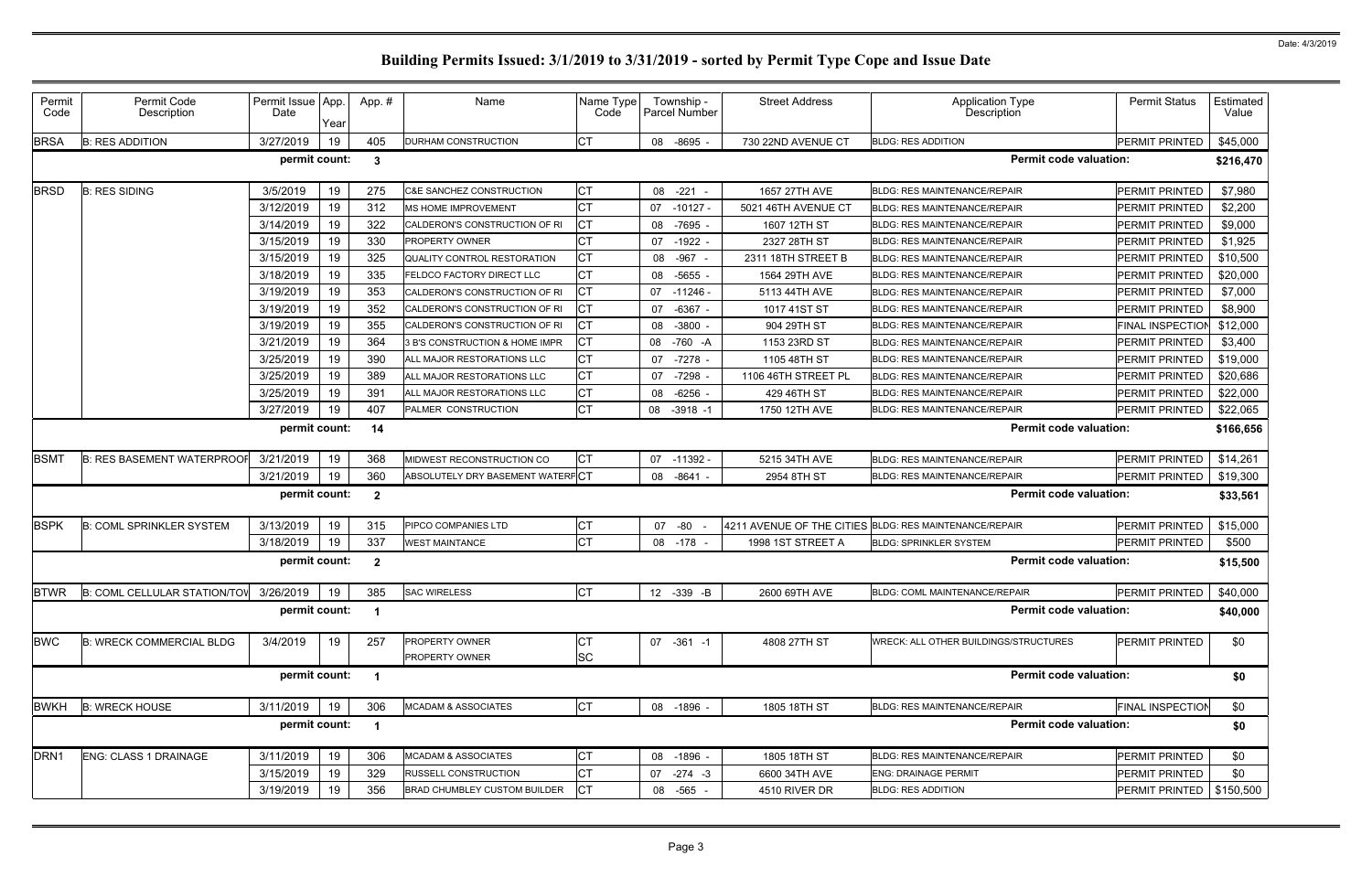# Building Permits Issued: 3/1/2019 to 3/31/2019 - sorted by Permit Type Cope and Issue Date

| Permit Code | Permit Code Description | Permit Issue Date | App. Year | App. # | Name | Name Type Code | Township - Parcel Number | Street Address | Application Type Description | Permit Status | Estimated Value |
|---|---|---|---|---|---|---|---|---|---|---|---|
| BRSA | B: RES ADDITION | 3/27/2019 | 19 | 405 | DURHAM CONSTRUCTION | CT | 08 -8695 - | 730 22ND AVENUE CT | BLDG: RES ADDITION | PERMIT PRINTED | $45,000 |
| | | permit count: | | 3 | | | | | Permit code valuation: | | $216,470 |
| BRSD | B: RES SIDING | 3/5/2019 | 19 | 275 | C&E SANCHEZ CONSTRUCTION | CT | 08 -221 - | 1657 27TH AVE | BLDG: RES MAINTENANCE/REPAIR | PERMIT PRINTED | $7,980 |
| | | 3/12/2019 | 19 | 312 | MS HOME IMPROVEMENT | CT | 07 -10127 - | 5021 46TH AVENUE CT | BLDG: RES MAINTENANCE/REPAIR | PERMIT PRINTED | $2,200 |
| | | 3/14/2019 | 19 | 322 | CALDERON'S CONSTRUCTION OF RI | CT | 08 -7695 - | 1607 12TH ST | BLDG: RES MAINTENANCE/REPAIR | PERMIT PRINTED | $9,000 |
| | | 3/15/2019 | 19 | 330 | PROPERTY OWNER | CT | 07 -1922 - | 2327 28TH ST | BLDG: RES MAINTENANCE/REPAIR | PERMIT PRINTED | $1,925 |
| | | 3/15/2019 | 19 | 325 | QUALITY CONTROL RESTORATION | CT | 08 -967 - | 2311 18TH STREET B | BLDG: RES MAINTENANCE/REPAIR | PERMIT PRINTED | $10,500 |
| | | 3/18/2019 | 19 | 335 | FELDCO FACTORY DIRECT LLC | CT | 08 -5655 - | 1564 29TH AVE | BLDG: RES MAINTENANCE/REPAIR | PERMIT PRINTED | $20,000 |
| | | 3/19/2019 | 19 | 353 | CALDERON'S CONSTRUCTION OF RI | CT | 07 -11246 - | 5113 44TH AVE | BLDG: RES MAINTENANCE/REPAIR | PERMIT PRINTED | $7,000 |
| | | 3/19/2019 | 19 | 352 | CALDERON'S CONSTRUCTION OF RI | CT | 07 -6367 - | 1017 41ST ST | BLDG: RES MAINTENANCE/REPAIR | PERMIT PRINTED | $8,900 |
| | | 3/19/2019 | 19 | 355 | CALDERON'S CONSTRUCTION OF RI | CT | 08 -3800 - | 904 29TH ST | BLDG: RES MAINTENANCE/REPAIR | FINAL INSPECTION | $12,000 |
| | | 3/21/2019 | 19 | 364 | 3 B'S CONSTRUCTION & HOME IMPR | CT | 08 -760 -A | 1153 23RD ST | BLDG: RES MAINTENANCE/REPAIR | PERMIT PRINTED | $3,400 |
| | | 3/25/2019 | 19 | 390 | ALL MAJOR RESTORATIONS LLC | CT | 07 -7278 - | 1105 48TH ST | BLDG: RES MAINTENANCE/REPAIR | PERMIT PRINTED | $19,000 |
| | | 3/25/2019 | 19 | 389 | ALL MAJOR RESTORATIONS LLC | CT | 07 -7298 - | 1106 46TH STREET PL | BLDG: RES MAINTENANCE/REPAIR | PERMIT PRINTED | $20,686 |
| | | 3/25/2019 | 19 | 391 | ALL MAJOR RESTORATIONS LLC | CT | 08 -6256 - | 429 46TH ST | BLDG: RES MAINTENANCE/REPAIR | PERMIT PRINTED | $22,000 |
| | | 3/27/2019 | 19 | 407 | PALMER CONSTRUCTION | CT | 08 -3918 -1 | 1750 12TH AVE | BLDG: RES MAINTENANCE/REPAIR | PERMIT PRINTED | $22,065 |
| | | permit count: | | 14 | | | | | Permit code valuation: | | $166,656 |
| BSMT | B: RES BASEMENT WATERPROOF | 3/21/2019 | 19 | 368 | MIDWEST RECONSTRUCTION CO | CT | 07 -11392 - | 5215 34TH AVE | BLDG: RES MAINTENANCE/REPAIR | PERMIT PRINTED | $14,261 |
| | | 3/21/2019 | 19 | 360 | ABSOLUTELY DRY BASEMENT WATERP | CT | 08 -8641 - | 2954 8TH ST | BLDG: RES MAINTENANCE/REPAIR | PERMIT PRINTED | $19,300 |
| | | permit count: | | 2 | | | | | Permit code valuation: | | $33,561 |
| BSPK | B: COML SPRINKLER SYSTEM | 3/13/2019 | 19 | 315 | PIPCO COMPANIES LTD | CT | 07 -80 - | 4211 AVENUE OF THE CITIES | BLDG: RES MAINTENANCE/REPAIR | PERMIT PRINTED | $15,000 |
| | | 3/18/2019 | 19 | 337 | WEST MAINTANCE | CT | 08 -178 - | 1998 1ST STREET A | BLDG: SPRINKLER SYSTEM | PERMIT PRINTED | $500 |
| | | permit count: | | 2 | | | | | Permit code valuation: | | $15,500 |
| BTWR | B: COML CELLULAR STATION/TOW | 3/26/2019 | 19 | 385 | SAC WIRELESS | CT | 12 -339 -B | 2600 69TH AVE | BLDG: COML MAINTENANCE/REPAIR | PERMIT PRINTED | $40,000 |
| | | permit count: | | 1 | | | | | Permit code valuation: | | $40,000 |
| BWC | B: WRECK COMMERCIAL BLDG | 3/4/2019 | 19 | 257 | PROPERTY OWNER<br>PROPERTY OWNER | CT<br>SC | 07 -361 -1 | 4808 27TH ST | WRECK: ALL OTHER BUILDINGS/STRUCTURES | PERMIT PRINTED | $0 |
| | | permit count: | | 1 | | | | | Permit code valuation: | | $0 |
| BWKH | B: WRECK HOUSE | 3/11/2019 | 19 | 306 | MCADAM & ASSOCIATES | CT | 08 -1896 - | 1805 18TH ST | BLDG: RES MAINTENANCE/REPAIR | FINAL INSPECTION | $0 |
| | | permit count: | | 1 | | | | | Permit code valuation: | | $0 |
| DRN1 | ENG: CLASS 1 DRAINAGE | 3/11/2019 | 19 | 306 | MCADAM & ASSOCIATES | CT | 08 -1896 - | 1805 18TH ST | BLDG: RES MAINTENANCE/REPAIR | PERMIT PRINTED | $0 |
| | | 3/15/2019 | 19 | 329 | RUSSELL CONSTRUCTION | CT | 07 -274 -3 | 6600 34TH AVE | ENG: DRAINAGE PERMIT | PERMIT PRINTED | $0 |
| | | 3/19/2019 | 19 | 356 | BRAD CHUMBLEY CUSTOM BUILDER | CT | 08 -565 - | 4510 RIVER DR | BLDG: RES ADDITION | PERMIT PRINTED | $150,500 |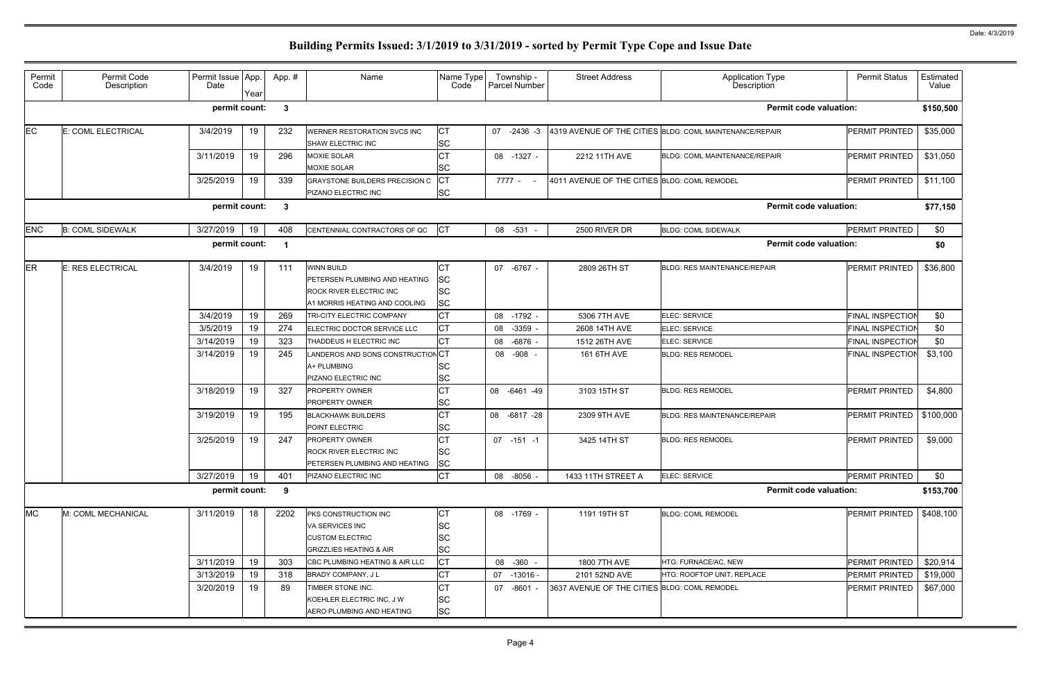# Building Permits Issued: 3/1/2019 to 3/31/2019 - sorted by Permit Type Cope and Issue Date

| Permit Code | Permit Code Description | Permit Issue Date | App. Year | App. # | Name | Name Type Code | Township - Parcel Number | Street Address | Application Type Description | Permit Status | Estimated Value |
|---|---|---|---|---|---|---|---|---|---|---|---|
| | | permit count: | | 3 | | | | | Permit code valuation: | | $150,500 |
| EC | E: COML ELECTRICAL | 3/4/2019 | 19 | 232 | WERNER RESTORATION SVCS INC | CT | 07 -2436 -3 | 4319 AVENUE OF THE CITIES | BLDG: COML MAINTENANCE/REPAIR | PERMIT PRINTED | $35,000 |
| | | | | | SHAW ELECTRIC INC | SC | | | | | |
| | | 3/11/2019 | 19 | 296 | MOXIE SOLAR | CT | 08 -1327 - | 2212 11TH AVE | BLDG: COML MAINTENANCE/REPAIR | PERMIT PRINTED | $31,050 |
| | | | | | MOXIE SOLAR | SC | | | | | |
| | | 3/25/2019 | 19 | 339 | GRAYSTONE BUILDERS PRECISION C | CT | 7777 - - | 4011 AVENUE OF THE CITIES | BLDG: COML REMODEL | PERMIT PRINTED | $11,100 |
| | | | | | PIZANO ELECTRIC INC | SC | | | | | |
| | | permit count: | | 3 | | | | | Permit code valuation: | | $77,150 |
| ENC | B: COML SIDEWALK | 3/27/2019 | 19 | 408 | CENTENNIAL CONTRACTORS OF QC | CT | 08 -531 - | 2500 RIVER DR | BLDG: COML SIDEWALK | PERMIT PRINTED | $0 |
| | | permit count: | | 1 | | | | | Permit code valuation: | | $0 |
| ER | E: RES ELECTRICAL | 3/4/2019 | 19 | 111 | WINN BUILD | CT | 07 -6767 - | 2809 26TH ST | BLDG: RES MAINTENANCE/REPAIR | PERMIT PRINTED | $36,800 |
| | | | | | PETERSEN PLUMBING AND HEATING | SC | | | | | |
| | | | | | ROCK RIVER ELECTRIC INC | SC | | | | | |
| | | | | | A1 MORRIS HEATING AND COOLING | SC | | | | | |
| | | 3/4/2019 | 19 | 269 | TRI-CITY ELECTRIC COMPANY | CT | 08 -1792 - | 5306 7TH AVE | ELEC: SERVICE | FINAL INSPECTION | $0 |
| | | 3/5/2019 | 19 | 274 | ELECTRIC DOCTOR SERVICE LLC | CT | 08 -3359 - | 2608 14TH AVE | ELEC: SERVICE | FINAL INSPECTION | $0 |
| | | 3/14/2019 | 19 | 323 | THADDEUS H ELECTRIC INC | CT | 08 -6876 - | 1512 26TH AVE | ELEC: SERVICE | FINAL INSPECTION | $0 |
| | | 3/14/2019 | 19 | 245 | LANDEROS AND SONS CONSTRUCTION | CT | 08 -908 - | 161 6TH AVE | BLDG: RES REMODEL | FINAL INSPECTION | $3,100 |
| | | | | | A+ PLUMBING | SC | | | | | |
| | | | | | PIZANO ELECTRIC INC | SC | | | | | |
| | | 3/18/2019 | 19 | 327 | PROPERTY OWNER | CT | 08 -6461 -49 | 3103 15TH ST | BLDG: RES REMODEL | PERMIT PRINTED | $4,800 |
| | | | | | PROPERTY OWNER | SC | | | | | |
| | | 3/19/2019 | 19 | 195 | BLACKHAWK BUILDERS | CT | 08 -6817 -28 | 2309 9TH AVE | BLDG: RES MAINTENANCE/REPAIR | PERMIT PRINTED | $100,000 |
| | | | | | POINT ELECTRIC | SC | | | | | |
| | | 3/25/2019 | 19 | 247 | PROPERTY OWNER | CT | 07 -151 -1 | 3425 14TH ST | BLDG: RES REMODEL | PERMIT PRINTED | $9,000 |
| | | | | | ROCK RIVER ELECTRIC INC | SC | | | | | |
| | | | | | PETERSEN PLUMBING AND HEATING | SC | | | | | |
| | | 3/27/2019 | 19 | 401 | PIZANO ELECTRIC INC | CT | 08 -8056 - | 1433 11TH STREET A | ELEC: SERVICE | PERMIT PRINTED | $0 |
| | | permit count: | | 9 | | | | | Permit code valuation: | | $153,700 |
| MC | M: COML MECHANICAL | 3/11/2019 | 18 | 2202 | PKS CONSTRUCTION INC | CT | 08 -1769 - | 1191 19TH ST | BLDG: COML REMODEL | PERMIT PRINTED | $408,100 |
| | | | | | VA SERVICES INC | SC | | | | | |
| | | | | | CUSTOM ELECTRIC | SC | | | | | |
| | | | | | GRIZZLIES HEATING & AIR | SC | | | | | |
| | | 3/11/2019 | 19 | 303 | CBC PLUMBING HEATING & AIR LLC | CT | 08 -360 - | 1800 7TH AVE | HTG: FURNACE/AC, NEW | PERMIT PRINTED | $20,914 |
| | | 3/13/2019 | 19 | 318 | BRADY COMPANY, J L | CT | 07 -13016 - | 2101 52ND AVE | HTG: ROOFTOP UNIT, REPLACE | PERMIT PRINTED | $19,000 |
| | | 3/20/2019 | 19 | 89 | TIMBER STONE INC. | CT | 07 -8601 - | 3637 AVENUE OF THE CITIES | BLDG: COML REMODEL | PERMIT PRINTED | $67,000 |
| | | | | | KOEHLER ELECTRIC INC, J W | SC | | | | | |
| | | | | | AERO PLUMBING AND HEATING | SC | | | | | |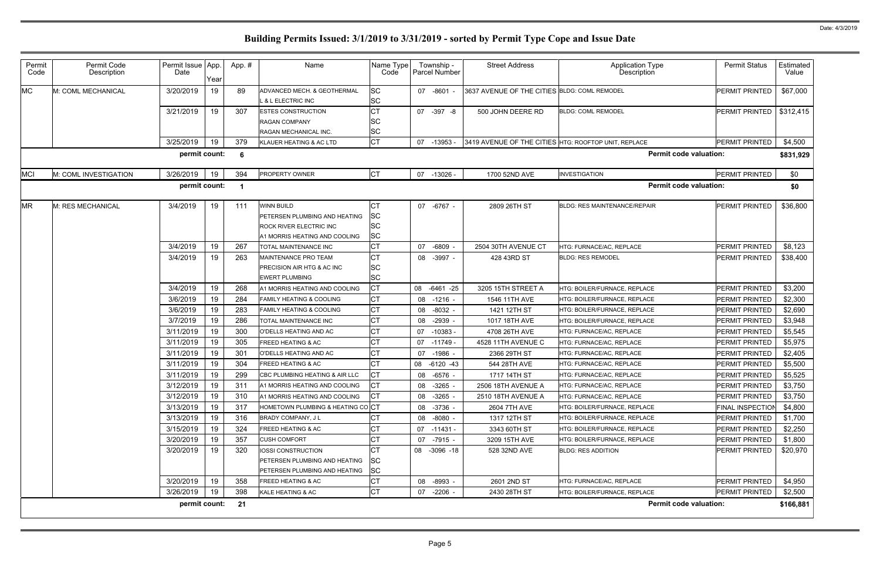# Building Permits Issued: 3/1/2019 to 3/31/2019 - sorted by Permit Type Cope and Issue Date

| Permit Code | Permit Code Description | Permit Issue Date | App. Year | App. # | Name | Name Type Code | Township - Parcel Number | Street Address | Application Type Description | Permit Status | Estimated Value |
|---|---|---|---|---|---|---|---|---|---|---|---|
| MC | M: COML MECHANICAL | 3/20/2019 | 19 | 89 | ADVANCED MECH. & GEOTHERMAL<br>L & L ELECTRIC INC | SC<br>SC | 07 -8601 - | 3637 AVENUE OF THE CITIES | BLDG: COML REMODEL | PERMIT PRINTED | $67,000 |
| | | 3/21/2019 | 19 | 307 | ESTES CONSTRUCTION<br>RAGAN COMPANY<br>RAGAN MECHANICAL INC. | CT<br>SC<br>SC | 07 -397 -8 | 500 JOHN DEERE RD | BLDG: COML REMODEL | PERMIT PRINTED | $312,415 |
| | | 3/25/2019 | 19 | 379 | KLAUER HEATING & AC LTD | CT | 07 -13953 - | 3419 AVENUE OF THE CITIES | HTG: ROOFTOP UNIT, REPLACE | PERMIT PRINTED | $4,500 |
| | | **permit count:** | | **6** | | | | | **Permit code valuation:** | | **$831,929** |
| MCI | M: COML INVESTIGATION | 3/26/2019 | 19 | 394 | PROPERTY OWNER | CT | 07 -13026 - | 1700 52ND AVE | INVESTIGATION | PERMIT PRINTED | $0 |
| | | **permit count:** | | **1** | | | | | **Permit code valuation:** | | **$0** |
| MR | M: RES MECHANICAL | 3/4/2019 | 19 | 111 | WINN BUILD<br>PETERSEN PLUMBING AND HEATING<br>ROCK RIVER ELECTRIC INC<br>A1 MORRIS HEATING AND COOLING | CT<br>SC<br>SC<br>SC | 07 -6767 - | 2809 26TH ST | BLDG: RES MAINTENANCE/REPAIR | PERMIT PRINTED | $36,800 |
| | | 3/4/2019 | 19 | 267 | TOTAL MAINTENANCE INC | CT | 07 -6809 - | 2504 30TH AVENUE CT | HTG: FURNACE/AC, REPLACE | PERMIT PRINTED | $8,123 |
| | | 3/4/2019 | 19 | 263 | MAINTENANCE PRO TEAM<br>PRECISION AIR HTG & AC INC<br>EWERT PLUMBING | CT<br>SC<br>SC | 08 -3997 - | 428 43RD ST | BLDG: RES REMODEL | PERMIT PRINTED | $38,400 |
| | | 3/4/2019 | 19 | 268 | A1 MORRIS HEATING AND COOLING | CT | 08 -6461 -25 | 3205 15TH STREET A | HTG: BOILER/FURNACE, REPLACE | PERMIT PRINTED | $3,200 |
| | | 3/6/2019 | 19 | 284 | FAMILY HEATING & COOLING | CT | 08 -1216 - | 1546 11TH AVE | HTG: BOILER/FURNACE, REPLACE | PERMIT PRINTED | $2,300 |
| | | 3/6/2019 | 19 | 283 | FAMILY HEATING & COOLING | CT | 08 -8032 - | 1421 12TH ST | HTG: BOILER/FURNACE, REPLACE | PERMIT PRINTED | $2,690 |
| | | 3/7/2019 | 19 | 286 | TOTAL MAINTENANCE INC | CT | 08 -2939 - | 1017 18TH AVE | HTG: BOILER/FURNACE, REPLACE | PERMIT PRINTED | $3,948 |
| | | 3/11/2019 | 19 | 300 | O'DELLS HEATING AND AC | CT | 07 -10383 - | 4708 26TH AVE | HTG: FURNACE/AC, REPLACE | PERMIT PRINTED | $5,545 |
| | | 3/11/2019 | 19 | 305 | FREED HEATING & AC | CT | 07 -11749 - | 4528 11TH AVENUE C | HTG: FURNACE/AC, REPLACE | PERMIT PRINTED | $5,975 |
| | | 3/11/2019 | 19 | 301 | O'DELLS HEATING AND AC | CT | 07 -1986 - | 2366 29TH ST | HTG: FURNACE/AC, REPLACE | PERMIT PRINTED | $2,405 |
| | | 3/11/2019 | 19 | 304 | FREED HEATING & AC | CT | 08 -6120 -43 | 544 28TH AVE | HTG: FURNACE/AC, REPLACE | PERMIT PRINTED | $5,500 |
| | | 3/11/2019 | 19 | 299 | CBC PLUMBING HEATING & AIR LLC | CT | 08 -6576 - | 1717 14TH ST | HTG: FURNACE/AC, REPLACE | PERMIT PRINTED | $5,525 |
| | | 3/12/2019 | 19 | 311 | A1 MORRIS HEATING AND COOLING | CT | 08 -3265 - | 2506 18TH AVENUE A | HTG: FURNACE/AC, REPLACE | PERMIT PRINTED | $3,750 |
| | | 3/12/2019 | 19 | 310 | A1 MORRIS HEATING AND COOLING | CT | 08 -3265 - | 2510 18TH AVENUE A | HTG: FURNACE/AC, REPLACE | PERMIT PRINTED | $3,750 |
| | | 3/13/2019 | 19 | 317 | HOMETOWN PLUMBING & HEATING CO | CT | 08 -3736 - | 2604 7TH AVE | HTG: BOILER/FURNACE, REPLACE | FINAL INSPECTION | $4,800 |
| | | 3/13/2019 | 19 | 316 | BRADY COMPANY, J L | CT | 08 -8080 - | 1317 12TH ST | HTG: BOILER/FURNACE, REPLACE | PERMIT PRINTED | $1,700 |
| | | 3/15/2019 | 19 | 324 | FREED HEATING & AC | CT | 07 -11431 - | 3343 60TH ST | HTG: BOILER/FURNACE, REPLACE | PERMIT PRINTED | $2,250 |
| | | 3/20/2019 | 19 | 357 | CUSH COMFORT | CT | 07 -7915 - | 3209 15TH AVE | HTG: BOILER/FURNACE, REPLACE | PERMIT PRINTED | $1,800 |
| | | 3/20/2019 | 19 | 320 | IOSSI CONSTRUCTION<br>PETERSEN PLUMBING AND HEATING<br>PETERSEN PLUMBING AND HEATING | CT<br>SC<br>SC | 08 -3096 -18 | 528 32ND AVE | BLDG: RES ADDITION | PERMIT PRINTED | $20,970 |
| | | 3/20/2019 | 19 | 358 | FREED HEATING & AC | CT | 08 -8993 - | 2601 2ND ST | HTG: FURNACE/AC, REPLACE | PERMIT PRINTED | $4,950 |
| | | 3/26/2019 | 19 | 398 | KALE HEATING & AC | CT | 07 -2206 - | 2430 28TH ST | HTG: BOILER/FURNACE, REPLACE | PERMIT PRINTED | $2,500 |
| | | **permit count:** | | **21** | | | | | **Permit code valuation:** | | **$166,881** |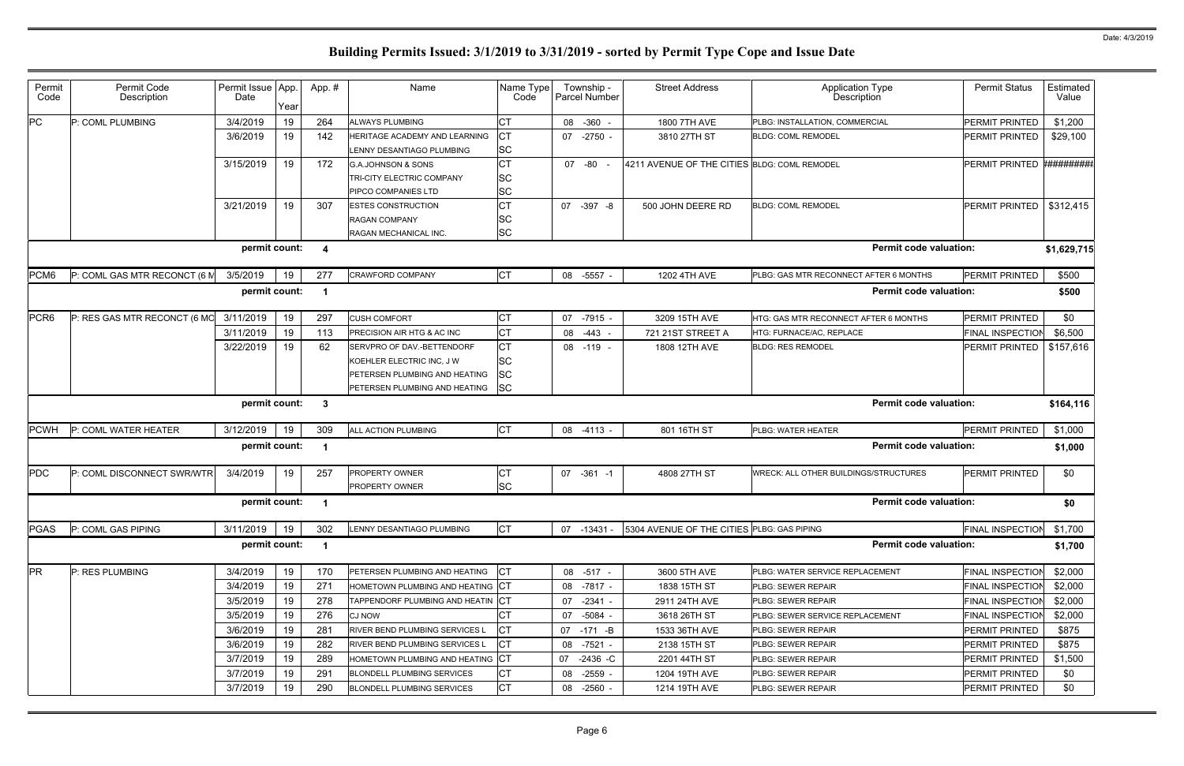# Building Permits Issued: 3/1/2019 to 3/31/2019 - sorted by Permit Type Cope and Issue Date

Date: 4/3/2019

| Permit Code | Permit Code Description | Permit Issue Date | App. Year | App. # | Name | Name Type Code | Township - Parcel Number | Street Address | Application Type Description | Permit Status | Estimated Value |
|---|---|---|---|---|---|---|---|---|---|---|---|
| PC | P: COML PLUMBING | 3/4/2019 | 19 | 264 | ALWAYS PLUMBING | CT | 08 -360 - | 1800 7TH AVE | PLBG: INSTALLATION, COMMERCIAL | PERMIT PRINTED | $1,200 |
| | | 3/6/2019 | 19 | 142 | HERITAGE ACADEMY AND LEARNING | CT | 07 -2750 - | 3810 27TH ST | BLDG: COML REMODEL | PERMIT PRINTED | $29,100 |
| | | | | | LENNY DESANTIAGO PLUMBING | SC | | | | | |
| | | 3/15/2019 | 19 | 172 | G.A.JOHNSON & SONS | CT | 07 -80 - | 4211 AVENUE OF THE CITIES | BLDG: COML REMODEL | PERMIT PRINTED | ########## |
| | | | | | TRI-CITY ELECTRIC COMPANY | SC | | | | | |
| | | | | | PIPCO COMPANIES LTD | SC | | | | | |
| | | 3/21/2019 | 19 | 307 | ESTES CONSTRUCTION | CT | 07 -397 -8 | 500 JOHN DEERE RD | BLDG: COML REMODEL | PERMIT PRINTED | $312,415 |
| | | | | | RAGAN COMPANY | SC | | | | | |
| | | | | | RAGAN MECHANICAL INC. | SC | | | | | |
| | | **permit count:** | | **4** | | | | | **Permit code valuation:** | | **$1,629,715** |
| PCM6 | P: COML GAS MTR RECONCT (6 M | 3/5/2019 | 19 | 277 | CRAWFORD COMPANY | CT | 08 -5557 - | 1202 4TH AVE | PLBG: GAS MTR RECONNECT AFTER 6 MONTHS | PERMIT PRINTED | $500 |
| | | **permit count:** | | **1** | | | | | **Permit code valuation:** | | **$500** |
| PCR6 | P: RES GAS MTR RECONCT (6 MC | 3/11/2019 | 19 | 297 | CUSH COMFORT | CT | 07 -7915 - | 3209 15TH AVE | HTG: GAS MTR RECONNECT AFTER 6 MONTHS | PERMIT PRINTED | $0 |
| | | 3/11/2019 | 19 | 113 | PRECISION AIR HTG & AC INC | CT | 08 -443 - | 721 21ST STREET A | HTG: FURNACE/AC, REPLACE | FINAL INSPECTION | $6,500 |
| | | 3/22/2019 | 19 | 62 | SERVPRO OF DAV.-BETTENDORF | CT | 08 -119 - | 1808 12TH AVE | BLDG: RES REMODEL | PERMIT PRINTED | $157,616 |
| | | | | | KOEHLER ELECTRIC INC, J W | SC | | | | | |
| | | | | | PETERSEN PLUMBING AND HEATING | SC | | | | | |
| | | | | | PETERSEN PLUMBING AND HEATING | SC | | | | | |
| | | **permit count:** | | **3** | | | | | **Permit code valuation:** | | **$164,116** |
| PCWH | P: COML WATER HEATER | 3/12/2019 | 19 | 309 | ALL ACTION PLUMBING | CT | 08 -4113 - | 801 16TH ST | PLBG: WATER HEATER | PERMIT PRINTED | $1,000 |
| | | **permit count:** | | **1** | | | | | **Permit code valuation:** | | **$1,000** |
| PDC | P: COML DISCONNECT SWR/WTR | 3/4/2019 | 19 | 257 | PROPERTY OWNER | CT | 07 -361 -1 | 4808 27TH ST | WRECK: ALL OTHER BUILDINGS/STRUCTURES | PERMIT PRINTED | $0 |
| | | | | | PROPERTY OWNER | SC | | | | | |
| | | **permit count:** | | **1** | | | | | **Permit code valuation:** | | **$0** |
| PGAS | P: COML GAS PIPING | 3/11/2019 | 19 | 302 | LENNY DESANTIAGO PLUMBING | CT | 07 -13431 - | 5304 AVENUE OF THE CITIES | PLBG: GAS PIPING | FINAL INSPECTION | $1,700 |
| | | **permit count:** | | **1** | | | | | **Permit code valuation:** | | **$1,700** |
| PR | P: RES PLUMBING | 3/4/2019 | 19 | 170 | PETERSEN PLUMBING AND HEATING | CT | 08 -517 - | 3600 5TH AVE | PLBG: WATER SERVICE REPLACEMENT | FINAL INSPECTION | $2,000 |
| | | 3/4/2019 | 19 | 271 | HOMETOWN PLUMBING AND HEATING | CT | 08 -7817 - | 1838 15TH ST | PLBG: SEWER REPAIR | FINAL INSPECTION | $2,000 |
| | | 3/5/2019 | 19 | 278 | TAPPENDORF PLUMBING AND HEATIN | CT | 07 -2341 - | 2911 24TH AVE | PLBG: SEWER REPAIR | FINAL INSPECTION | $2,000 |
| | | 3/5/2019 | 19 | 276 | CJ NOW | CT | 07 -5084 - | 3618 26TH ST | PLBG: SEWER SERVICE REPLACEMENT | FINAL INSPECTION | $2,000 |
| | | 3/6/2019 | 19 | 281 | RIVER BEND PLUMBING SERVICES L | CT | 07 -171 -B | 1533 36TH AVE | PLBG: SEWER REPAIR | PERMIT PRINTED | $875 |
| | | 3/6/2019 | 19 | 282 | RIVER BEND PLUMBING SERVICES L | CT | 08 -7521 - | 2138 15TH ST | PLBG: SEWER REPAIR | PERMIT PRINTED | $875 |
| | | 3/7/2019 | 19 | 289 | HOMETOWN PLUMBING AND HEATING | CT | 07 -2436 -C | 2201 44TH ST | PLBG: SEWER REPAIR | PERMIT PRINTED | $1,500 |
| | | 3/7/2019 | 19 | 291 | BLONDELL PLUMBING SERVICES | CT | 08 -2559 - | 1204 19TH AVE | PLBG: SEWER REPAIR | PERMIT PRINTED | $0 |
| | | 3/7/2019 | 19 | 290 | BLONDELL PLUMBING SERVICES | CT | 08 -2560 - | 1214 19TH AVE | PLBG: SEWER REPAIR | PERMIT PRINTED | $0 |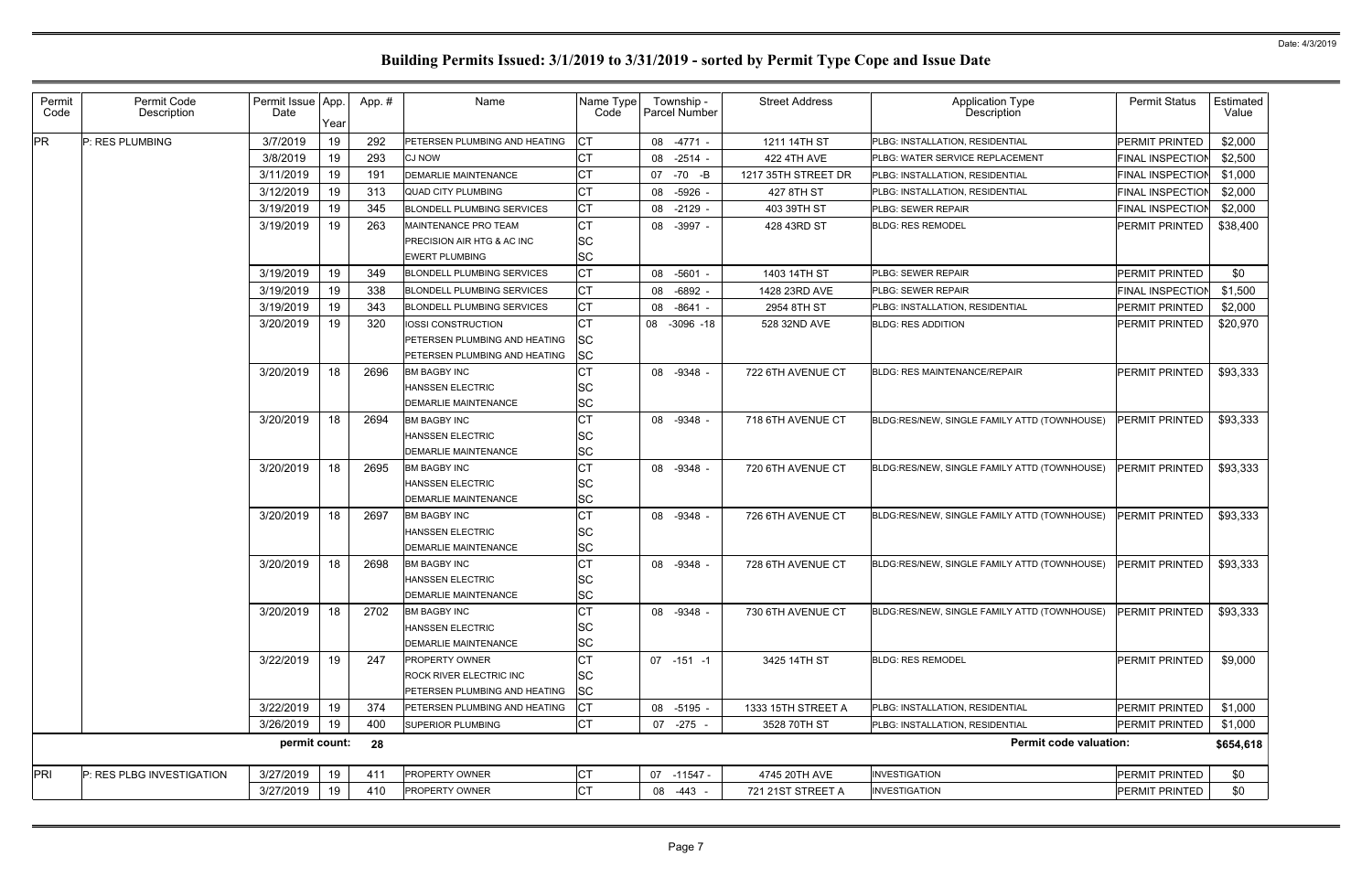# Building Permits Issued: 3/1/2019 to 3/31/2019 - sorted by Permit Type Cope and Issue Date

Date: 4/3/2019

| Permit Code | Permit Code Description | Permit Issue Date | App. Year | App. # | Name | Name Type Code | Township - Parcel Number | Street Address | Application Type Description | Permit Status | Estimated Value |
|---|---|---|---|---|---|---|---|---|---|---|---|
| PR | P: RES PLUMBING | 3/7/2019 | 19 | 292 | PETERSEN PLUMBING AND HEATING | CT | 08 -4771 - | 1211 14TH ST | PLBG: INSTALLATION, RESIDENTIAL | PERMIT PRINTED | $2,000 |
| | | 3/8/2019 | 19 | 293 | CJ NOW | CT | 08 -2514 - | 422 4TH AVE | PLBG: WATER SERVICE REPLACEMENT | FINAL INSPECTION | $2,500 |
| | | 3/11/2019 | 19 | 191 | DEMARLIE MAINTENANCE | CT | 07 -70 -B | 1217 35TH STREET DR | PLBG: INSTALLATION, RESIDENTIAL | FINAL INSPECTION | $1,000 |
| | | 3/12/2019 | 19 | 313 | QUAD CITY PLUMBING | CT | 08 -5926 - | 427 8TH ST | PLBG: INSTALLATION, RESIDENTIAL | FINAL INSPECTION | $2,000 |
| | | 3/19/2019 | 19 | 345 | BLONDELL PLUMBING SERVICES | CT | 08 -2129 - | 403 39TH ST | PLBG: SEWER REPAIR | FINAL INSPECTION | $2,000 |
| | | 3/19/2019 | 19 | 263 | MAINTENANCE PRO TEAM | CT | 08 -3997 - | 428 43RD ST | BLDG: RES REMODEL | PERMIT PRINTED | $38,400 |
| | | | | | PRECISION AIR HTG & AC INC | SC | | | | | |
| | | | | | EWERT PLUMBING | SC | | | | | |
| | | 3/19/2019 | 19 | 349 | BLONDELL PLUMBING SERVICES | CT | 08 -5601 - | 1403 14TH ST | PLBG: SEWER REPAIR | PERMIT PRINTED | $0 |
| | | 3/19/2019 | 19 | 338 | BLONDELL PLUMBING SERVICES | CT | 08 -6892 - | 1428 23RD AVE | PLBG: SEWER REPAIR | FINAL INSPECTION | $1,500 |
| | | 3/19/2019 | 19 | 343 | BLONDELL PLUMBING SERVICES | CT | 08 -8641 - | 2954 8TH ST | PLBG: INSTALLATION, RESIDENTIAL | PERMIT PRINTED | $2,000 |
| | | 3/20/2019 | 19 | 320 | IOSSI CONSTRUCTION | CT | 08 -3096 -18 | 528 32ND AVE | BLDG: RES ADDITION | PERMIT PRINTED | $20,970 |
| | | | | | PETERSEN PLUMBING AND HEATING | SC | | | | | |
| | | | | | PETERSEN PLUMBING AND HEATING | SC | | | | | |
| | | 3/20/2019 | 18 | 2696 | BM BAGBY INC | CT | 08 -9348 - | 722 6TH AVENUE CT | BLDG: RES MAINTENANCE/REPAIR | PERMIT PRINTED | $93,333 |
| | | | | | HANSSEN ELECTRIC | SC | | | | | |
| | | | | | DEMARLIE MAINTENANCE | SC | | | | | |
| | | 3/20/2019 | 18 | 2694 | BM BAGBY INC | CT | 08 -9348 - | 718 6TH AVENUE CT | BLDG:RES/NEW, SINGLE FAMILY ATTD (TOWNHOUSE) | PERMIT PRINTED | $93,333 |
| | | | | | HANSSEN ELECTRIC | SC | | | | | |
| | | | | | DEMARLIE MAINTENANCE | SC | | | | | |
| | | 3/20/2019 | 18 | 2695 | BM BAGBY INC | CT | 08 -9348 - | 720 6TH AVENUE CT | BLDG:RES/NEW, SINGLE FAMILY ATTD (TOWNHOUSE) | PERMIT PRINTED | $93,333 |
| | | | | | HANSSEN ELECTRIC | SC | | | | | |
| | | | | | DEMARLIE MAINTENANCE | SC | | | | | |
| | | 3/20/2019 | 18 | 2697 | BM BAGBY INC | CT | 08 -9348 - | 726 6TH AVENUE CT | BLDG:RES/NEW, SINGLE FAMILY ATTD (TOWNHOUSE) | PERMIT PRINTED | $93,333 |
| | | | | | HANSSEN ELECTRIC | SC | | | | | |
| | | | | | DEMARLIE MAINTENANCE | SC | | | | | |
| | | 3/20/2019 | 18 | 2698 | BM BAGBY INC | CT | 08 -9348 - | 728 6TH AVENUE CT | BLDG:RES/NEW, SINGLE FAMILY ATTD (TOWNHOUSE) | PERMIT PRINTED | $93,333 |
| | | | | | HANSSEN ELECTRIC | SC | | | | | |
| | | | | | DEMARLIE MAINTENANCE | SC | | | | | |
| | | 3/20/2019 | 18 | 2702 | BM BAGBY INC | CT | 08 -9348 - | 730 6TH AVENUE CT | BLDG:RES/NEW, SINGLE FAMILY ATTD (TOWNHOUSE) | PERMIT PRINTED | $93,333 |
| | | | | | HANSSEN ELECTRIC | SC | | | | | |
| | | | | | DEMARLIE MAINTENANCE | SC | | | | | |
| | | 3/22/2019 | 19 | 247 | PROPERTY OWNER | CT | 07 -151 -1 | 3425 14TH ST | BLDG: RES REMODEL | PERMIT PRINTED | $9,000 |
| | | | | | ROCK RIVER ELECTRIC INC | SC | | | | | |
| | | | | | PETERSEN PLUMBING AND HEATING | SC | | | | | |
| | | 3/22/2019 | 19 | 374 | PETERSEN PLUMBING AND HEATING | CT | 08 -5195 - | 1333 15TH STREET A | PLBG: INSTALLATION, RESIDENTIAL | PERMIT PRINTED | $1,000 |
| | | 3/26/2019 | 19 | 400 | SUPERIOR PLUMBING | CT | 07 -275 - | 3528 70TH ST | PLBG: INSTALLATION, RESIDENTIAL | PERMIT PRINTED | $1,000 |
| | | **permit count:** | | **28** | | | | | **Permit code valuation:** | | **$654,618** |
| PRI | P: RES PLBG INVESTIGATION | 3/27/2019 | 19 | 411 | PROPERTY OWNER | CT | 07 -11547 - | 4745 20TH AVE | INVESTIGATION | PERMIT PRINTED | $0 |
| | | 3/27/2019 | 19 | 410 | PROPERTY OWNER | CT | 08 -443 - | 721 21ST STREET A | INVESTIGATION | PERMIT PRINTED | $0 |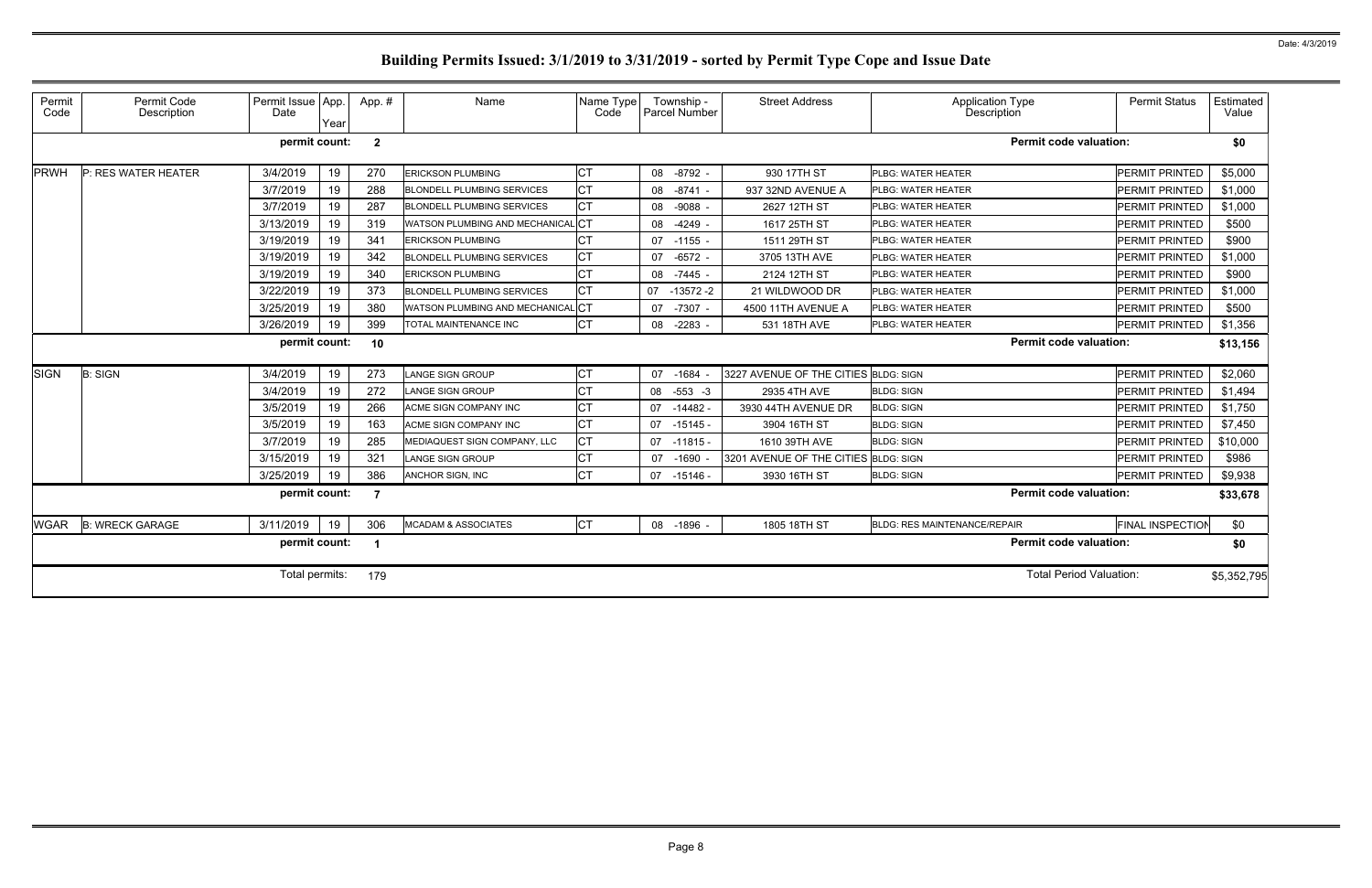# Building Permits Issued: 3/1/2019 to 3/31/2019 - sorted by Permit Type Cope and Issue Date

Date: 4/3/2019

| Permit Code | Permit Code Description | Permit Issue Date | App. Year | App. # | Name | Name Type Code | Township - Parcel Number | Street Address | Application Type Description | Permit Status | Estimated Value |
|---|---|---|---|---|---|---|---|---|---|---|---|
| | | permit count: | | 2 | | | | | Permit code valuation: | | $0 |
| PRWH | P: RES WATER HEATER | 3/4/2019 | 19 | 270 | ERICKSON PLUMBING | CT | 08 -8792 - | 930 17TH ST | PLBG: WATER HEATER | PERMIT PRINTED | $5,000 |
| | | 3/7/2019 | 19 | 288 | BLONDELL PLUMBING SERVICES | CT | 08 -8741 - | 937 32ND AVENUE A | PLBG: WATER HEATER | PERMIT PRINTED | $1,000 |
| | | 3/7/2019 | 19 | 287 | BLONDELL PLUMBING SERVICES | CT | 08 -9088 - | 2627 12TH ST | PLBG: WATER HEATER | PERMIT PRINTED | $1,000 |
| | | 3/13/2019 | 19 | 319 | WATSON PLUMBING AND MECHANICAL | CT | 08 -4249 - | 1617 25TH ST | PLBG: WATER HEATER | PERMIT PRINTED | $500 |
| | | 3/19/2019 | 19 | 341 | ERICKSON PLUMBING | CT | 07 -1155 - | 1511 29TH ST | PLBG: WATER HEATER | PERMIT PRINTED | $900 |
| | | 3/19/2019 | 19 | 342 | BLONDELL PLUMBING SERVICES | CT | 07 -6572 - | 3705 13TH AVE | PLBG: WATER HEATER | PERMIT PRINTED | $1,000 |
| | | 3/19/2019 | 19 | 340 | ERICKSON PLUMBING | CT | 08 -7445 - | 2124 12TH ST | PLBG: WATER HEATER | PERMIT PRINTED | $900 |
| | | 3/22/2019 | 19 | 373 | BLONDELL PLUMBING SERVICES | CT | 07 -13572 -2 | 21 WILDWOOD DR | PLBG: WATER HEATER | PERMIT PRINTED | $1,000 |
| | | 3/25/2019 | 19 | 380 | WATSON PLUMBING AND MECHANICAL | CT | 07 -7307 - | 4500 11TH AVENUE A | PLBG: WATER HEATER | PERMIT PRINTED | $500 |
| | | 3/26/2019 | 19 | 399 | TOTAL MAINTENANCE INC | CT | 08 -2283 - | 531 18TH AVE | PLBG: WATER HEATER | PERMIT PRINTED | $1,356 |
| | | permit count: | | 10 | | | | | Permit code valuation: | | $13,156 |
| SIGN | B: SIGN | 3/4/2019 | 19 | 273 | LANGE SIGN GROUP | CT | 07 -1684 - | 3227 AVENUE OF THE CITIES | BLDG: SIGN | PERMIT PRINTED | $2,060 |
| | | 3/4/2019 | 19 | 272 | LANGE SIGN GROUP | CT | 08 -553 -3 | 2935 4TH AVE | BLDG: SIGN | PERMIT PRINTED | $1,494 |
| | | 3/5/2019 | 19 | 266 | ACME SIGN COMPANY INC | CT | 07 -14482 - | 3930 44TH AVENUE DR | BLDG: SIGN | PERMIT PRINTED | $1,750 |
| | | 3/5/2019 | 19 | 163 | ACME SIGN COMPANY INC | CT | 07 -15145 - | 3904 16TH ST | BLDG: SIGN | PERMIT PRINTED | $7,450 |
| | | 3/7/2019 | 19 | 285 | MEDIAQUEST SIGN COMPANY, LLC | CT | 07 -11815 - | 1610 39TH AVE | BLDG: SIGN | PERMIT PRINTED | $10,000 |
| | | 3/15/2019 | 19 | 321 | LANGE SIGN GROUP | CT | 07 -1690 - | 3201 AVENUE OF THE CITIES | BLDG: SIGN | PERMIT PRINTED | $986 |
| | | 3/25/2019 | 19 | 386 | ANCHOR SIGN, INC | CT | 07 -15146 - | 3930 16TH ST | BLDG: SIGN | PERMIT PRINTED | $9,938 |
| | | permit count: | | 7 | | | | | Permit code valuation: | | $33,678 |
| WGAR | B: WRECK GARAGE | 3/11/2019 | 19 | 306 | MCADAM & ASSOCIATES | CT | 08 -1896 - | 1805 18TH ST | BLDG: RES MAINTENANCE/REPAIR | FINAL INSPECTION | $0 |
| | | permit count: | | 1 | | | | | Permit code valuation: | | $0 |
| | | Total permits: | | 179 | | | | | Total Period Valuation: | | $5,352,795 |